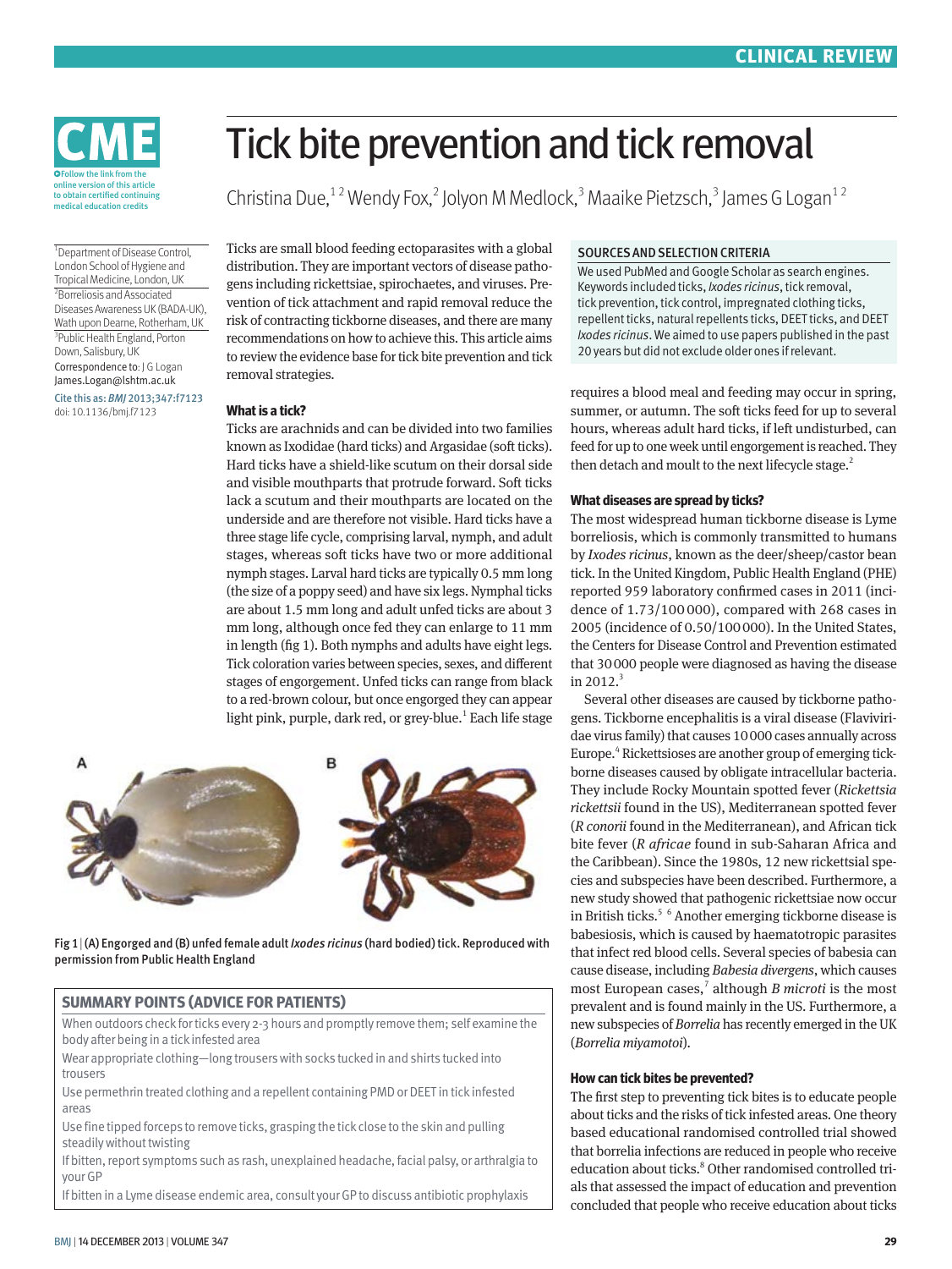CME

Follow the link from the online version of this article to obtain certified continuing medical education credits

# Tick bite prevention and tick removal

Christina Due,[1,2] Wendy Fox,[2] Jolyon M Medlock,[3] Maaike Pietzsch,[3] James G Logan[1,2]

[1]Department of Disease Control, London School of Hygiene and Tropical Medicine, London, UK
[2]Borreliosis and Associated Diseases Awareness UK (BADA-UK), Wath upon Dearne, Rotherham, UK
[3]Public Health England, Porton Down, Salisbury, UK

Correspondence to: J G Logan James.Logan@lshtm.ac.uk

Cite this as: *BMJ* 2013;347:f7123
doi: 10.1136/bmj.f7123

Ticks are small blood feeding ectoparasites with a global distribution. They are important vectors of disease pathogens including rickettsiae, spirochaetes, and viruses. Prevention of tick attachment and rapid removal reduce the risk of contracting tickborne diseases, and there are many recommendations on how to achieve this. This article aims to review the evidence base for tick bite prevention and tick removal strategies.

### SOURCES AND SELECTION CRITERIA

We used PubMed and Google Scholar as search engines. Keywords included ticks, *Ixodes ricinus*, tick removal, tick prevention, tick control, impregnated clothing ticks, repellent ticks, natural repellents ticks, DEET ticks, and DEET *Ixodes ricinus*. We aimed to use papers published in the past 20 years but did not exclude older ones if relevant.

## What is a tick?

Ticks are arachnids and can be divided into two families known as Ixodidae (hard ticks) and Argasidae (soft ticks). Hard ticks have a shield-like scutum on their dorsal side and visible mouthparts that protrude forward. Soft ticks lack a scutum and their mouthparts are located on the underside and are therefore not visible. Hard ticks have a three stage life cycle, comprising larval, nymph, and adult stages, whereas soft ticks have two or more additional nymph stages. Larval hard ticks are typically 0.5 mm long (the size of a poppy seed) and have six legs. Nymphal ticks are about 1.5 mm long and adult unfed ticks are about 3 mm long, although once fed they can enlarge to 11 mm in length (fig 1). Both nymphs and adults have eight legs. Tick coloration varies between species, sexes, and different stages of engorgement. Unfed ticks can range from black to a red-brown colour, but once engorged they can appear light pink, purple, dark red, or grey-blue.[1] Each life stage requires a blood meal and feeding may occur in spring, summer, or autumn. The soft ticks feed for up to several hours, whereas adult hard ticks, if left undisturbed, can feed for up to one week until engorgement is reached. They then detach and moult to the next lifecycle stage.[2]

Fig 1 | (A) Engorged and (B) unfed female adult *Ixodes ricinus* (hard bodied) tick. Reproduced with permission from Public Health England

### SUMMARY POINTS (ADVICE FOR PATIENTS)

- When outdoors check for ticks every 2-3 hours and promptly remove them; self examine the body after being in a tick infested area
- Wear appropriate clothing—long trousers with socks tucked in and shirts tucked into trousers
- Use permethrin treated clothing and a repellent containing PMD or DEET in tick infested areas
- Use fine tipped forceps to remove ticks, grasping the tick close to the skin and pulling steadily without twisting
- If bitten, report symptoms such as rash, unexplained headache, facial palsy, or arthralgia to your GP
- If bitten in a Lyme disease endemic area, consult your GP to discuss antibiotic prophylaxis

## What diseases are spread by ticks?

The most widespread human tickborne disease is Lyme borreliosis, which is commonly transmitted to humans by *Ixodes ricinus*, known as the deer/sheep/castor bean tick. In the United Kingdom, Public Health England (PHE) reported 959 laboratory confirmed cases in 2011 (incidence of 1.73/100 000), compared with 268 cases in 2005 (incidence of 0.50/100 000). In the United States, the Centers for Disease Control and Prevention estimated that 30 000 people were diagnosed as having the disease in 2012.[3]

Several other diseases are caused by tickborne pathogens. Tickborne encephalitis is a viral disease (Flaviviridae virus family) that causes 10 000 cases annually across Europe.[4] Rickettsioses are another group of emerging tickborne diseases caused by obligate intracellular bacteria. They include Rocky Mountain spotted fever (*Rickettsia rickettsii* found in the US), Mediterranean spotted fever (*R conorii* found in the Mediterranean), and African tick bite fever (*R africae* found in sub-Saharan Africa and the Caribbean). Since the 1980s, 12 new rickettsial species and subspecies have been described. Furthermore, a new study showed that pathogenic rickettsiae now occur in British ticks.[5,6] Another emerging tickborne disease is babesiosis, which is caused by haematotropic parasites that infect red blood cells. Several species of babesia can cause disease, including *Babesia divergens*, which causes most European cases,[7] although *B microti* is the most prevalent and is found mainly in the US. Furthermore, a new subspecies of *Borrelia* has recently emerged in the UK (*Borrelia miyamotoi*).

## How can tick bites be prevented?

The first step to preventing tick bites is to educate people about ticks and the risks of tick infested areas. One theory based educational randomised controlled trial showed that borrelia infections are reduced in people who receive education about ticks.[8] Other randomised controlled trials that assessed the impact of education and prevention concluded that people who receive education about ticks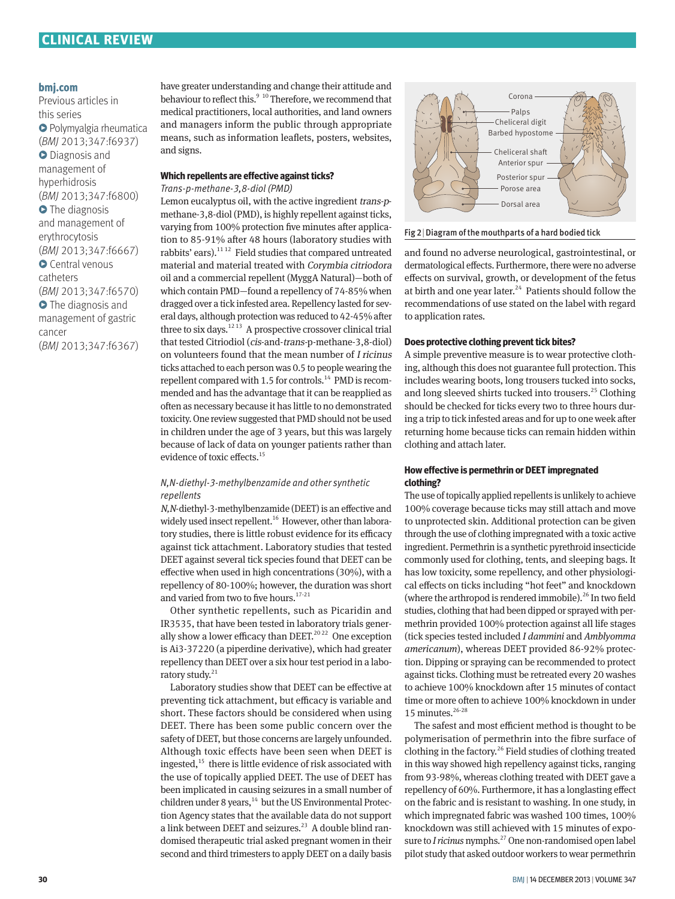**bmj.com**

Previous articles in this series

- Polymyalgia rheumatica (*BMJ* 2013;347:f6937)
- Diagnosis and management of hyperhidrosis (*BMJ* 2013;347:f6800)
- The diagnosis and management of erythrocytosis (*BMJ* 2013;347:f6667)
- Central venous catheters (*BMJ* 2013;347:f6570)
- The diagnosis and management of gastric cancer (*BMJ* 2013;347:f6367)

have greater understanding and change their attitude and behaviour to reflect this.[9 10] Therefore, we recommend that medical practitioners, local authorities, and land owners and managers inform the public through appropriate means, such as information leaflets, posters, websites, and signs.

### Which repellents are effective against ticks?

*Trans-p-methane-3,8-diol (PMD)*

Lemon eucalyptus oil, with the active ingredient *trans-p*-methane-3,8-diol (PMD), is highly repellent against ticks, varying from 100% protection five minutes after application to 85-91% after 48 hours (laboratory studies with rabbits' ears).[11 12] Field studies that compared untreated material and material treated with *Corymbia citriodora* oil and a commercial repellent (MyggA Natural)—both of which contain PMD—found a repellency of 74-85% when dragged over a tick infested area. Repellency lasted for several days, although protection was reduced to 42-45% after three to six days.[12 13] A prospective crossover clinical trial that tested Citriodiol (*cis*-and-*trans*-p-methane-3,8-diol) on volunteers found that the mean number of *I ricinus* ticks attached to each person was 0.5 to people wearing the repellent compared with 1.5 for controls.[14] PMD is recommended and has the advantage that it can be reapplied as often as necessary because it has little to no demonstrated toxicity. One review suggested that PMD should not be used in children under the age of 3 years, but this was largely because of lack of data on younger patients rather than evidence of toxic effects.[15]

*N,N-diethyl-3-methylbenzamide and other synthetic repellents*

*N,N*-diethyl-3-methylbenzamide (DEET) is an effective and widely used insect repellent.[16] However, other than laboratory studies, there is little robust evidence for its efficacy against tick attachment. Laboratory studies that tested DEET against several tick species found that DEET can be effective when used in high concentrations (30%), with a repellency of 80-100%; however, the duration was short and varied from two to five hours.[17-21]

Other synthetic repellents, such as Picaridin and IR3535, that have been tested in laboratory trials generally show a lower efficacy than DEET.[20 22] One exception is Ai3-37220 (a piperdine derivative), which had greater repellency than DEET over a six hour test period in a laboratory study.[21]

Laboratory studies show that DEET can be effective at preventing tick attachment, but efficacy is variable and short. These factors should be considered when using DEET. There has been some public concern over the safety of DEET, but those concerns are largely unfounded. Although toxic effects have been seen when DEET is ingested,[15] there is little evidence of risk associated with the use of topically applied DEET. The use of DEET has been implicated in causing seizures in a small number of children under 8 years,[14] but the US Environmental Protection Agency states that the available data do not support a link between DEET and seizures.[23] A double blind randomised therapeutic trial asked pregnant women in their second and third trimesters to apply DEET on a daily basis and found no adverse neurological, gastrointestinal, or dermatological effects. Furthermore, there were no adverse effects on survival, growth, or development of the fetus at birth and one year later.[24] Patients should follow the recommendations of use stated on the label with regard to application rates.

Fig 2 | Diagram of the mouthparts of a hard bodied tick

### Does protective clothing prevent tick bites?

A simple preventive measure is to wear protective clothing, although this does not guarantee full protection. This includes wearing boots, long trousers tucked into socks, and long sleeved shirts tucked into trousers.[25] Clothing should be checked for ticks every two to three hours during a trip to tick infested areas and for up to one week after returning home because ticks can remain hidden within clothing and attach later.

### How effective is permethrin or DEET impregnated clothing?

The use of topically applied repellents is unlikely to achieve 100% coverage because ticks may still attach and move to unprotected skin. Additional protection can be given through the use of clothing impregnated with a toxic active ingredient. Permethrin is a synthetic pyrethroid insecticide commonly used for clothing, tents, and sleeping bags. It has low toxicity, some repellency, and other physiological effects on ticks including "hot feet" and knockdown (where the arthropod is rendered immobile).[26] In two field studies, clothing that had been dipped or sprayed with permethrin provided 100% protection against all life stages (tick species tested included *I dammini* and *Amblyomma americanum*), whereas DEET provided 86-92% protection. Dipping or spraying can be recommended to protect against ticks. Clothing must be retreated every 20 washes to achieve 100% knockdown after 15 minutes of contact time or more often to achieve 100% knockdown in under 15 minutes.[26-28]

The safest and most efficient method is thought to be polymerisation of permethrin into the fibre surface of clothing in the factory.[26] Field studies of clothing treated in this way showed high repellency against ticks, ranging from 93-98%, whereas clothing treated with DEET gave a repellency of 60%. Furthermore, it has a longlasting effect on the fabric and is resistant to washing. In one study, in which impregnated fabric was washed 100 times, 100% knockdown was still achieved with 15 minutes of exposure to *I ricinus* nymphs.[27] One non-randomised open label pilot study that asked outdoor workers to wear permethrin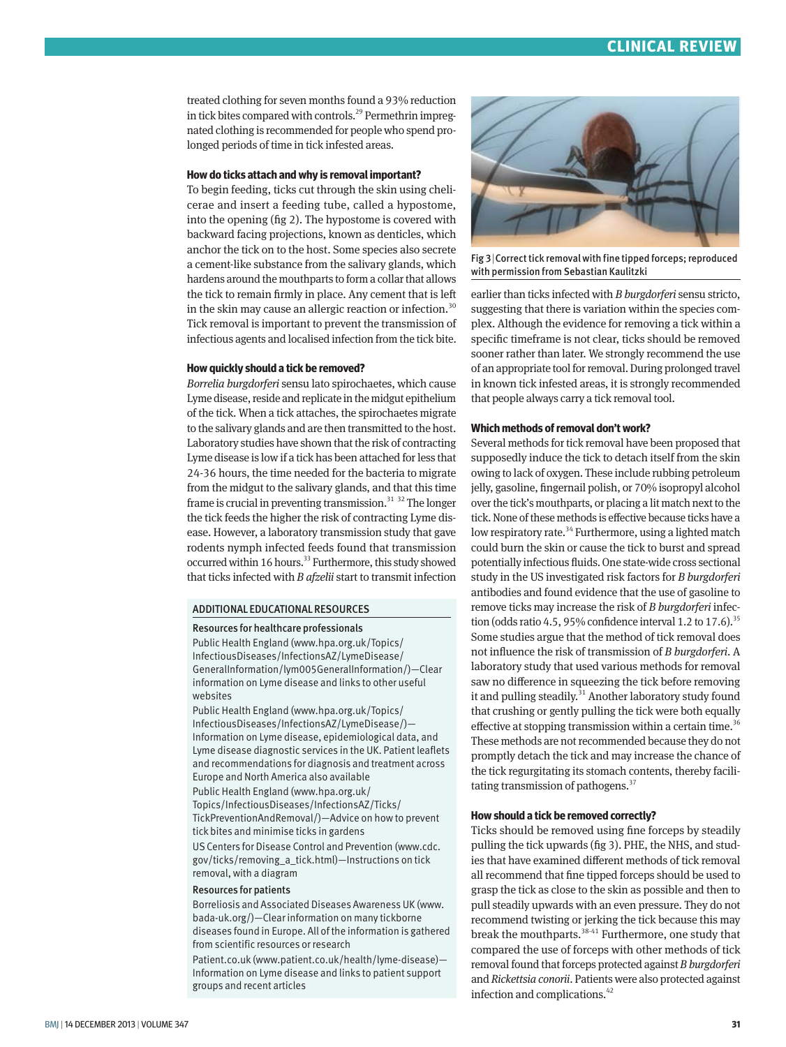treated clothing for seven months found a 93% reduction in tick bites compared with controls.[29] Permethrin impregnated clothing is recommended for people who spend prolonged periods of time in tick infested areas.

### How do ticks attach and why is removal important?

To begin feeding, ticks cut through the skin using chelicerae and insert a feeding tube, called a hypostome, into the opening (fig 2). The hypostome is covered with backward facing projections, known as denticles, which anchor the tick on to the host. Some species also secrete a cement-like substance from the salivary glands, which hardens around the mouthparts to form a collar that allows the tick to remain firmly in place. Any cement that is left in the skin may cause an allergic reaction or infection.[30] Tick removal is important to prevent the transmission of infectious agents and localised infection from the tick bite.

### How quickly should a tick be removed?

*Borrelia burgdorferi* sensu lato spirochaetes, which cause Lyme disease, reside and replicate in the midgut epithelium of the tick. When a tick attaches, the spirochaetes migrate to the salivary glands and are then transmitted to the host. Laboratory studies have shown that the risk of contracting Lyme disease is low if a tick has been attached for less that 24-36 hours, the time needed for the bacteria to migrate from the midgut to the salivary glands, and that this time frame is crucial in preventing transmission.[31,32] The longer the tick feeds the higher the risk of contracting Lyme disease. However, a laboratory transmission study that gave rodents nymph infected feeds found that transmission occurred within 16 hours.[33] Furthermore, this study showed that ticks infected with *B afzelii* start to transmit infection earlier than ticks infected with *B burgdorferi* sensu stricto, suggesting that there is variation within the species complex. Although the evidence for removing a tick within a specific timeframe is not clear, ticks should be removed sooner rather than later. We strongly recommend the use of an appropriate tool for removal. During prolonged travel in known tick infested areas, it is strongly recommended that people always carry a tick removal tool.

> **ADDITIONAL EDUCATIONAL RESOURCES**
>
> **Resources for healthcare professionals**
>
> Public Health England (www.hpa.org.uk/Topics/InfectiousDiseases/InfectionsAZ/LymeDisease/GeneralInformation/lym005GeneralInformation/)—Clear information on Lyme disease and links to other useful websites
>
> Public Health England (www.hpa.org.uk/Topics/InfectiousDiseases/InfectionsAZ/LymeDisease/)—Information on Lyme disease, epidemiological data, and Lyme disease diagnostic services in the UK. Patient leaflets and recommendations for diagnosis and treatment across Europe and North America also available
>
> Public Health England (www.hpa.org.uk/Topics/InfectiousDiseases/InfectionsAZ/Ticks/TickPreventionAndRemoval/)—Advice on how to prevent tick bites and minimise ticks in gardens
>
> US Centers for Disease Control and Prevention (www.cdc.gov/ticks/removing_a_tick.html)—Instructions on tick removal, with a diagram
>
> **Resources for patients**
>
> Borreliosis and Associated Diseases Awareness UK (www.bada-uk.org/)—Clear information on many tickborne diseases found in Europe. All of the information is gathered from scientific resources or research
>
> Patient.co.uk (www.patient.co.uk/health/lyme-disease)—Information on Lyme disease and links to patient support groups and recent articles

Fig 3 | Correct tick removal with fine tipped forceps; reproduced with permission from Sebastian Kaulitzki

### Which methods of removal don't work?

Several methods for tick removal have been proposed that supposedly induce the tick to detach itself from the skin owing to lack of oxygen. These include rubbing petroleum jelly, gasoline, fingernail polish, or 70% isopropyl alcohol over the tick's mouthparts, or placing a lit match next to the tick. None of these methods is effective because ticks have a low respiratory rate.[34] Furthermore, using a lighted match could burn the skin or cause the tick to burst and spread potentially infectious fluids. One state-wide cross sectional study in the US investigated risk factors for *B burgdorferi* antibodies and found evidence that the use of gasoline to remove ticks may increase the risk of *B burgdorferi* infection (odds ratio 4.5, 95% confidence interval 1.2 to 17.6).[35] Some studies argue that the method of tick removal does not influence the risk of transmission of *B burgdorferi*. A laboratory study that used various methods for removal saw no difference in squeezing the tick before removing it and pulling steadily.[31] Another laboratory study found that crushing or gently pulling the tick were both equally effective at stopping transmission within a certain time.[36] These methods are not recommended because they do not promptly detach the tick and may increase the chance of the tick regurgitating its stomach contents, thereby facilitating transmission of pathogens.[37]

### How should a tick be removed correctly?

Ticks should be removed using fine forceps by steadily pulling the tick upwards (fig 3). PHE, the NHS, and studies that have examined different methods of tick removal all recommend that fine tipped forceps should be used to grasp the tick as close to the skin as possible and then to pull steadily upwards with an even pressure. They do not recommend twisting or jerking the tick because this may break the mouthparts.[38-41] Furthermore, one study that compared the use of forceps with other methods of tick removal found that forceps protected against *B burgdorferi* and *Rickettsia conorii*. Patients were also protected against infection and complications.[42]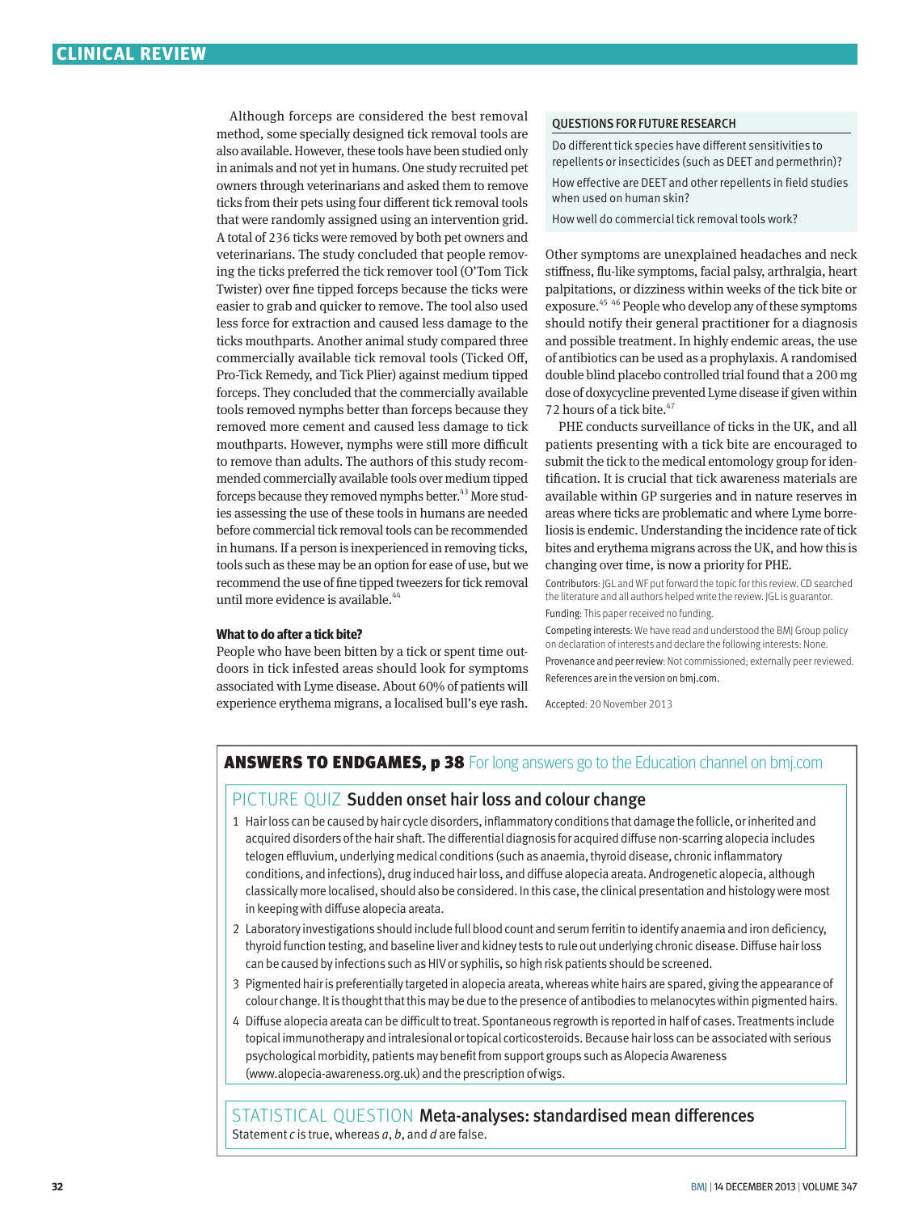Although forceps are considered the best removal method, some specially designed tick removal tools are also available. However, these tools have been studied only in animals and not yet in humans. One study recruited pet owners through veterinarians and asked them to remove ticks from their pets using four different tick removal tools that were randomly assigned using an intervention grid. A total of 236 ticks were removed by both pet owners and veterinarians. The study concluded that people removing the ticks preferred the tick remover tool (O'Tom Tick Twister) over fine tipped forceps because the ticks were easier to grab and quicker to remove. The tool also used less force for extraction and caused less damage to the ticks mouthparts. Another animal study compared three commercially available tick removal tools (Ticked Off, Pro-Tick Remedy, and Tick Plier) against medium tipped forceps. They concluded that the commercially available tools removed nymphs better than forceps because they removed more cement and caused less damage to tick mouthparts. However, nymphs were still more difficult to remove than adults. The authors of this study recommended commercially available tools over medium tipped forceps because they removed nymphs better.[43] More studies assessing the use of these tools in humans are needed before commercial tick removal tools can be recommended in humans. If a person is inexperienced in removing ticks, tools such as these may be an option for ease of use, but we recommend the use of fine tipped tweezers for tick removal until more evidence is available.[44]

### What to do after a tick bite?

People who have been bitten by a tick or spent time outdoors in tick infested areas should look for symptoms associated with Lyme disease. About 60% of patients will experience erythema migrans, a localised bull's eye rash. Other symptoms are unexplained headaches and neck stiffness, flu-like symptoms, facial palsy, arthralgia, heart palpitations, or dizziness within weeks of the tick bite or exposure.[45 46] People who develop any of these symptoms should notify their general practitioner for a diagnosis and possible treatment. In highly endemic areas, the use of antibiotics can be used as a prophylaxis. A randomised double blind placebo controlled trial found that a 200 mg dose of doxycycline prevented Lyme disease if given within 72 hours of a tick bite.[47]

PHE conducts surveillance of ticks in the UK, and all patients presenting with a tick bite are encouraged to submit the tick to the medical entomology group for identification. It is crucial that tick awareness materials are available within GP surgeries and in nature reserves in areas where ticks are problematic and where Lyme borreliosis is endemic. Understanding the incidence rate of tick bites and erythema migrans across the UK, and how this is changing over time, is now a priority for PHE.

#### QUESTIONS FOR FUTURE RESEARCH

Do different tick species have different sensitivities to repellents or insecticides (such as DEET and permethrin)?

How effective are DEET and other repellents in field studies when used on human skin?

How well do commercial tick removal tools work?

Contributors: JGL and WF put forward the topic for this review. CD searched the literature and all authors helped write the review. JGL is guarantor.

Funding: This paper received no funding.

Competing interests: We have read and understood the BMJ Group policy on declaration of interests and declare the following interests: None.

Provenance and peer review: Not commissioned; externally peer reviewed.

References are in the version on bmj.com.

Accepted: 20 November 2013

## ANSWERS TO ENDGAMES, p 38 For long answers go to the Education channel on bmj.com

### PICTURE QUIZ Sudden onset hair loss and colour change

1. Hair loss can be caused by hair cycle disorders, inflammatory conditions that damage the follicle, or inherited and acquired disorders of the hair shaft. The differential diagnosis for acquired diffuse non-scarring alopecia includes telogen effluvium, underlying medical conditions (such as anaemia, thyroid disease, chronic inflammatory conditions, and infections), drug induced hair loss, and diffuse alopecia areata. Androgenetic alopecia, although classically more localised, should also be considered. In this case, the clinical presentation and histology were most in keeping with diffuse alopecia areata.
2. Laboratory investigations should include full blood count and serum ferritin to identify anaemia and iron deficiency, thyroid function testing, and baseline liver and kidney tests to rule out underlying chronic disease. Diffuse hair loss can be caused by infections such as HIV or syphilis, so high risk patients should be screened.
3. Pigmented hair is preferentially targeted in alopecia areata, whereas white hairs are spared, giving the appearance of colour change. It is thought that this may be due to the presence of antibodies to melanocytes within pigmented hairs.
4. Diffuse alopecia areata can be difficult to treat. Spontaneous regrowth is reported in half of cases. Treatments include topical immunotherapy and intralesional or topical corticosteroids. Because hair loss can be associated with serious psychological morbidity, patients may benefit from support groups such as Alopecia Awareness (www.alopecia-awareness.org.uk) and the prescription of wigs.

### STATISTICAL QUESTION Meta-analyses: standardised mean differences

Statement *c* is true, whereas *a*, *b*, and *d* are false.